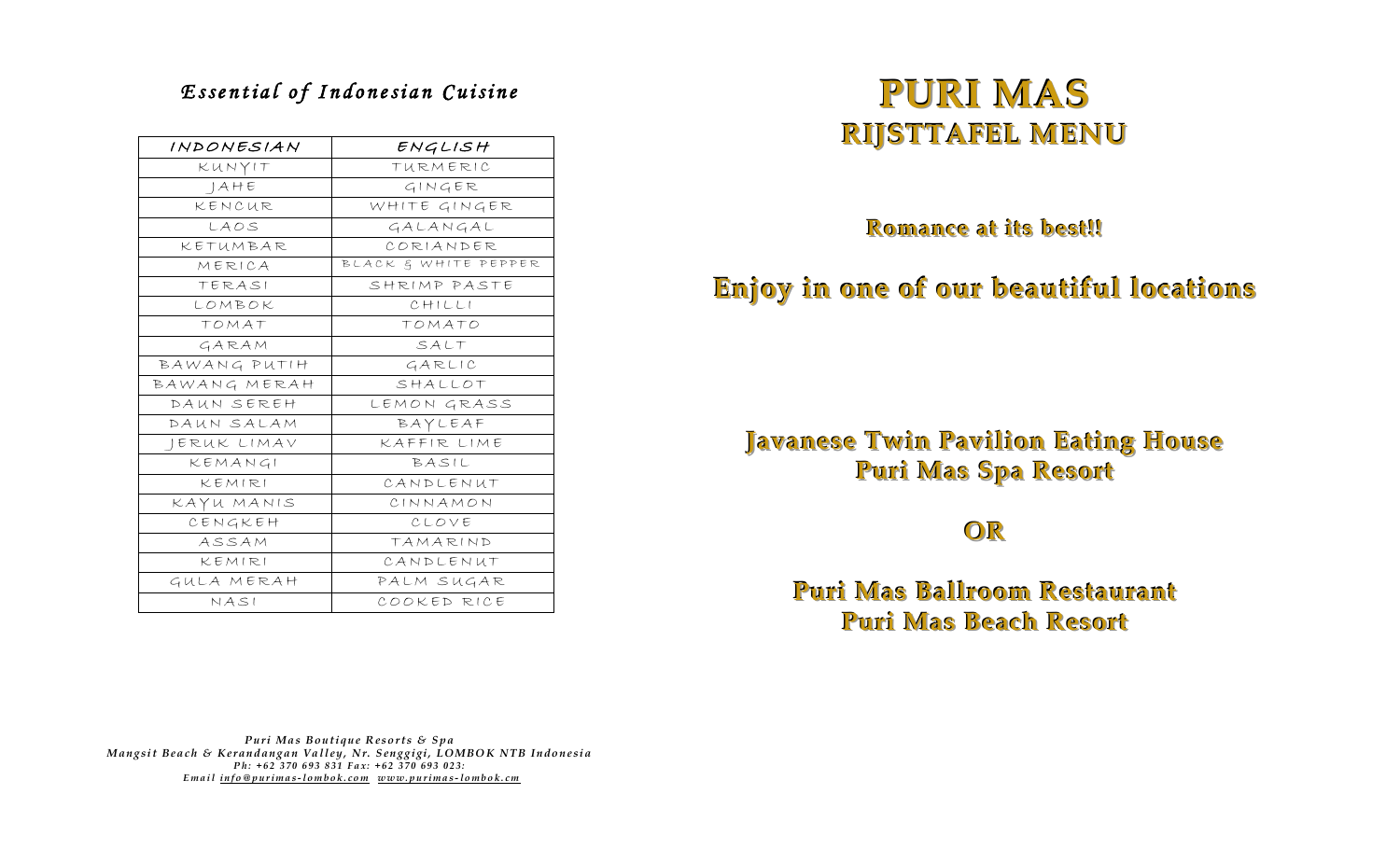## *Essential of Indonesian Cuisine*

| INDONESIAN | ENGLISH |
|---|---|
| KUNYIT | TURMERIC |
| JAHE | GINGER |
| KENCUR | WHITE GINGER |
| LAOS | GALANGAL |
| KETUMBAR | CORIANDER |
| MERICA | BLACK & WHITE PEPPER |
| TERASI | SHRIMP PASTE |
| LOMBOK | CHILLI |
| TOMAT | TOMATO |
| GARAM | SALT |
| BAWANG PUTIH | GARLIC |
| BAWANG MERAH | SHALLOT |
| DAUN SEREH | LEMON GRASS |
| DAUN SALAM | BAYLEAF |
| JERUK LIMAV | KAFFIR LIME |
| KEMANGI | BASIL |
| KEMIRI | CANDLENUT |
| KAYU MANIS | CINNAMON |
| CENGKEH | CLOVE |
| ASSAM | TAMARIND |
| KEMIRI | CANDLENUT |
| GULA MERAH | PALM SUGAR |
| NASI | COOKED RICE |

***Puri Mas Boutique Resorts & Spa***
***Mangsit Beach & Kerandangan Valley, Nr. Senggigi, LOMBOK NTB Indonesia***
***Ph: +62 370 693 831 Fax: +62 370 693 023:***
***Email info@purimas-lombok.com www.purimas-lombok.cm***

# PURI MAS
## RIJSTTAFEL MENU

**Romance at its best!!**

**Enjoy in one of our beautiful locations**

**Javanese Twin Pavilion Eating House**
**Puri Mas Spa Resort**

**OR**

**Puri Mas Ballroom Restaurant**
**Puri Mas Beach Resort**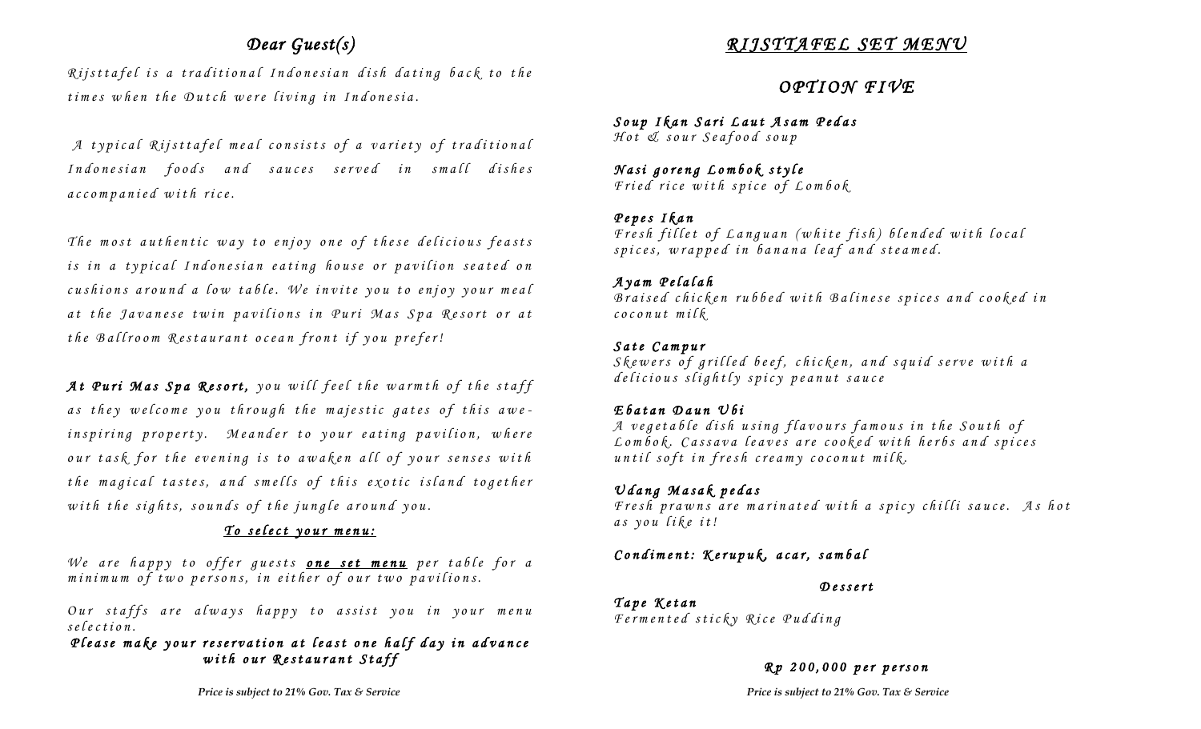## Dear Guest(s)

*Rijsttafel is a traditional Indonesian dish dating back to the times when the Dutch were living in Indonesia.*

*A typical Rijsttafel meal consists of a variety of traditional Indonesian foods and sauces served in small dishes accompanied with rice.*

*The most authentic way to enjoy one of these delicious feasts is in a typical Indonesian eating house or pavilion seated on cushions around a low table. We invite you to enjoy your meal at the Javanese twin pavilions in Puri Mas Spa Resort or at the Ballroom Restaurant ocean front if you prefer!*

***At Puri Mas Spa Resort,** you will feel the warmth of the staff as they welcome you through the majestic gates of this awe-inspiring property. Meander to your eating pavilion, where our task for the evening is to awaken all of your senses with the magical tastes, and smells of this exotic island together with the sights, sounds of the jungle around you.*

***To select your menu:***

*We are happy to offer guests **one set menu** per table for a minimum of two persons, in either of our two pavilions.*

*Our staffs are always happy to assist you in your menu selection.*

***Please make your reservation at least one half day in advance with our Restaurant Staff***

**Price is subject to 21% Gov. Tax & Service**

## RIJSTTAFEL SET MENU

## OPTION FIVE

***Soup Ikan Sari Laut Asam Pedas***
*Hot & sour Seafood soup*

***Nasi goreng Lombok style***
*Fried rice with spice of Lombok*

***Pepes Ikan***
*Fresh fillet of Languan (white fish) blended with local spices, wrapped in banana leaf and steamed.*

***Ayam Pelalah***
*Braised chicken rubbed with Balinese spices and cooked in coconut milk*

***Sate Campur***
*Skewers of grilled beef, chicken, and squid serve with a delicious slightly spicy peanut sauce*

***Ebatan Daun Ubi***
*A vegetable dish using flavours famous in the South of Lombok. Cassava leaves are cooked with herbs and spices until soft in fresh creamy coconut milk.*

***Udang Masak pedas***
*Fresh prawns are marinated with a spicy chilli sauce. As hot as you like it!*

***Condiment: Kerupuk, acar, sambal***

***Dessert***

***Tape Ketan***
*Fermented sticky Rice Pudding*

***Rp 200,000 per person***

**Price is subject to 21% Gov. Tax & Service**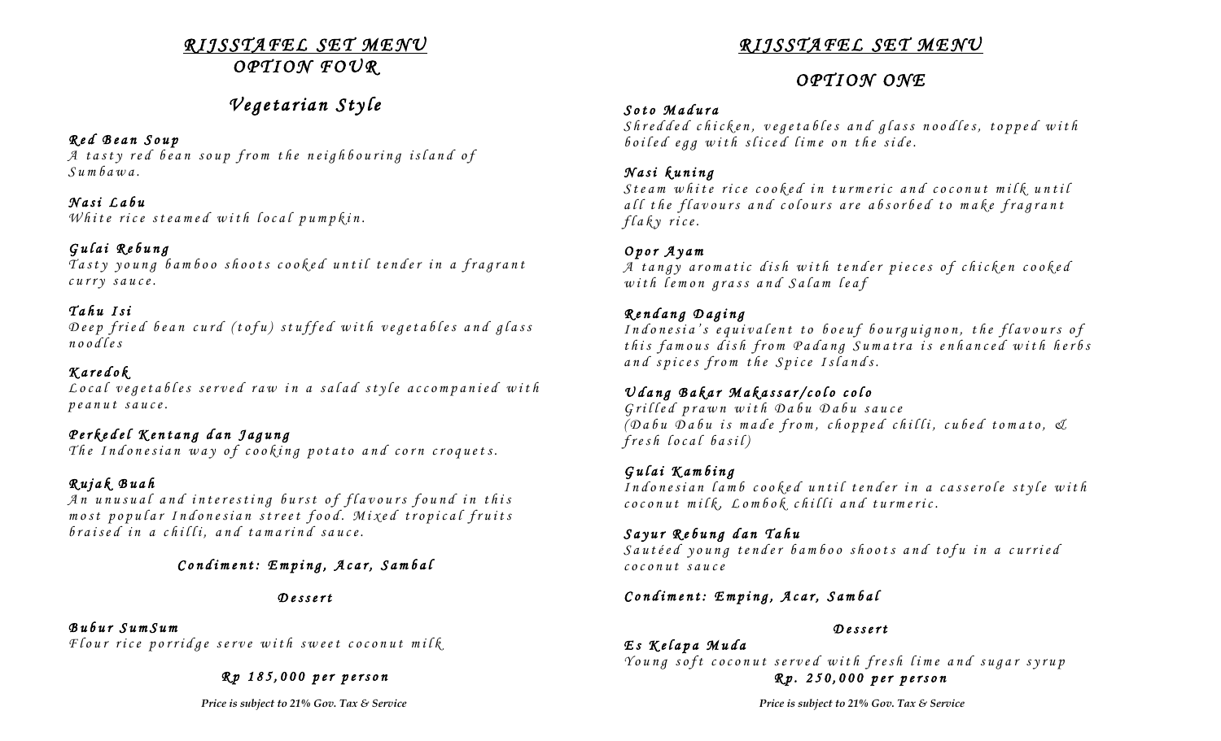# RIJSSTAFEL SET MENU
## OPTION FOUR

### Vegetarian Style

**Red Bean Soup**
A tasty red bean soup from the neighbouring island of Sumbawa.

**Nasi Labu**
White rice steamed with local pumpkin.

**Gulai Rebung**
Tasty young bamboo shoots cooked until tender in a fragrant curry sauce.

**Tahu Isi**
Deep fried bean curd (tofu) stuffed with vegetables and glass noodles

**Karedok**
Local vegetables served raw in a salad style accompanied with peanut sauce.

**Perkedel Kentang dan Jagung**
The Indonesian way of cooking potato and corn croquets.

**Rujak Buah**
An unusual and interesting burst of flavours found in this most popular Indonesian street food. Mixed tropical fruits braised in a chilli, and tamarind sauce.

**Condiment: Emping, Acar, Sambal**

**Dessert**

**Bubur SumSum**
Flour rice porridge serve with sweet coconut milk

**Rp 185,000 per person**

*Price is subject to 21% Gov. Tax & Service*

# RIJSSTAFEL SET MENU
## OPTION ONE

**Soto Madura**
Shredded chicken, vegetables and glass noodles, topped with boiled egg with sliced lime on the side.

**Nasi kuning**
Steam white rice cooked in turmeric and coconut milk until all the flavours and colours are absorbed to make fragrant flaky rice.

**Opor Ayam**
A tangy aromatic dish with tender pieces of chicken cooked with lemon grass and Salam leaf

**Rendang Daging**
Indonesia's equivalent to boeuf bourguignon, the flavours of this famous dish from Padang Sumatra is enhanced with herbs and spices from the Spice Islands.

**Udang Bakar Makassar/colo colo**
Grilled prawn with Dabu Dabu sauce
(Dabu Dabu is made from, chopped chilli, cubed tomato, & fresh local basil)

**Gulai Kambing**
Indonesian lamb cooked until tender in a casserole style with coconut milk, Lombok chilli and turmeric.

**Sayur Rebung dan Tahu**
Sautéed young tender bamboo shoots and tofu in a curried coconut sauce

**Condiment: Emping, Acar, Sambal**

**Dessert**

**Es Kelapa Muda**
Young soft coconut served with fresh lime and sugar syrup

**Rp. 250,000 per person**

*Price is subject to 21% Gov. Tax & Service*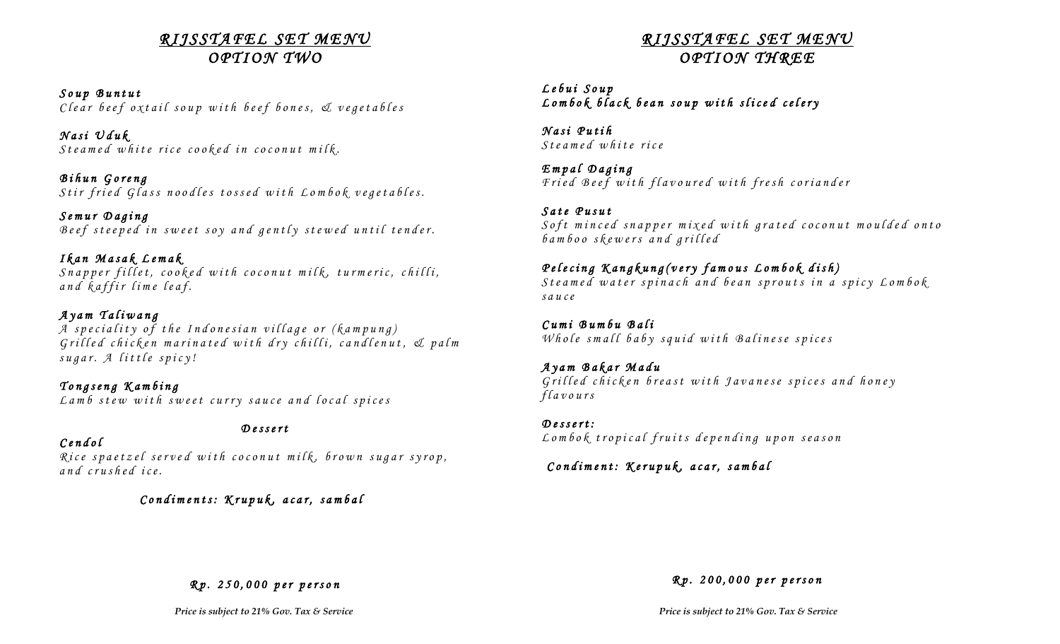## RIJSSTAFEL SET MENU
## OPTION TWO

**Soup Buntut**
*Clear beef oxtail soup with beef bones, & vegetables*

**Nasi Uduk**
*Steamed white rice cooked in coconut milk.*

**Bihun Goreng**
*Stir fried Glass noodles tossed with Lombok vegetables.*

**Semur Daging**
*Beef steeped in sweet soy and gently stewed until tender.*

**Ikan Masak Lemak**
*Snapper fillet, cooked with coconut milk, turmeric, chilli, and kaffir lime leaf.*

**Ayam Taliwang**
*A speciality of the Indonesian village or (kampung)*
*Grilled chicken marinated with dry chilli, candlenut, & palm sugar. A little spicy!*

**Tongseng Kambing**
*Lamb stew with sweet curry sauce and local spices*

**Dessert**

**Cendol**
*Rice spaetzel served with coconut milk, brown sugar syrop, and crushed ice.*

**Condiments: Krupuk, acar, sambal**

**Rp. 250,000 per person**

*Price is subject to 21% Gov. Tax & Service*

## RIJSSTAFEL SET MENU
## OPTION THREE

**Lebui Soup**
**Lombok black bean soup with sliced celery**

**Nasi Putih**
*Steamed white rice*

**Empal Daging**
*Fried Beef with flavoured with fresh coriander*

**Sate Pusut**
*Soft minced snapper mixed with grated coconut moulded onto bamboo skewers and grilled*

**Pelecing Kangkung(very famous Lombok dish)**
*Steamed water spinach and bean sprouts in a spicy Lombok sauce*

**Cumi Bumbu Bali**
*Whole small baby squid with Balinese spices*

**Ayam Bakar Madu**
*Grilled chicken breast with Javanese spices and honey flavours*

**Dessert:**
*Lombok tropical fruits depending upon season*

**Condiment: Kerupuk, acar, sambal**

**Rp. 200,000 per person**

*Price is subject to 21% Gov. Tax & Service*